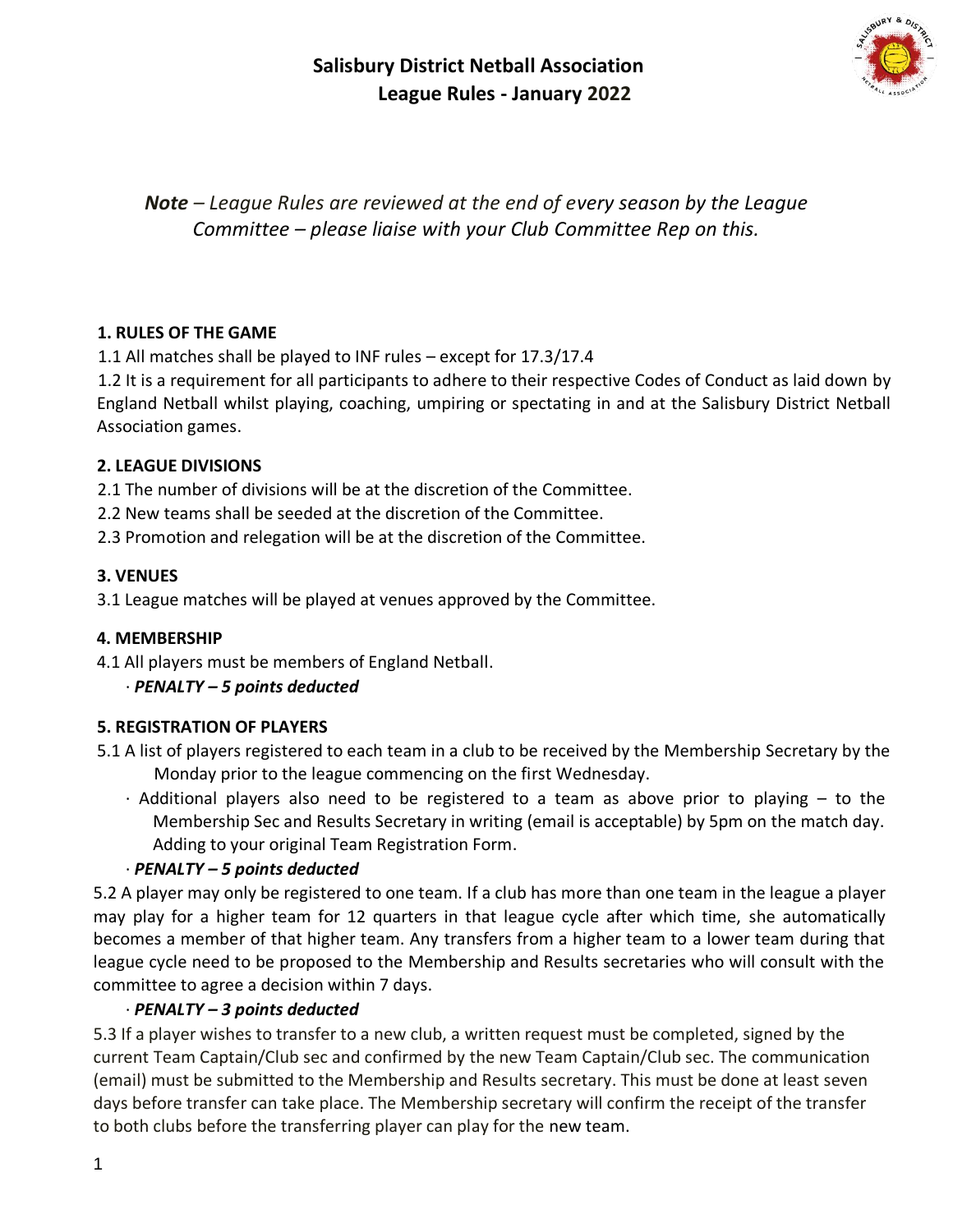# Salisbury District Netball Association
## League Rules - January 2022

*Note – League Rules are reviewed at the end of every season by the League Committee – please liaise with your Club Committee Rep on this.*

### 1. RULES OF THE GAME

1.1 All matches shall be played to INF rules – except for 17.3/17.4

1.2 It is a requirement for all participants to adhere to their respective Codes of Conduct as laid down by England Netball whilst playing, coaching, umpiring or spectating in and at the Salisbury District Netball Association games.

### 2. LEAGUE DIVISIONS

2.1 The number of divisions will be at the discretion of the Committee.

2.2 New teams shall be seeded at the discretion of the Committee.

2.3 Promotion and relegation will be at the discretion of the Committee.

### 3. VENUES

3.1 League matches will be played at venues approved by the Committee.

### 4. MEMBERSHIP

4.1 All players must be members of England Netball.

- ***PENALTY – 5 points deducted***

### 5. REGISTRATION OF PLAYERS

5.1 A list of players registered to each team in a club to be received by the Membership Secretary by the Monday prior to the league commencing on the first Wednesday.

- Additional players also need to be registered to a team as above prior to playing – to the Membership Sec and Results Secretary in writing (email is acceptable) by 5pm on the match day. Adding to your original Team Registration Form.
- ***PENALTY – 5 points deducted***

5.2 A player may only be registered to one team. If a club has more than one team in the league a player may play for a higher team for 12 quarters in that league cycle after which time, she automatically becomes a member of that higher team. Any transfers from a higher team to a lower team during that league cycle need to be proposed to the Membership and Results secretaries who will consult with the committee to agree a decision within 7 days.

- ***PENALTY – 3 points deducted***

5.3 If a player wishes to transfer to a new club, a written request must be completed, signed by the current Team Captain/Club sec and confirmed by the new Team Captain/Club sec. The communication (email) must be submitted to the Membership and Results secretary. This must be done at least seven days before transfer can take place. The Membership secretary will confirm the receipt of the transfer to both clubs before the transferring player can play for the new team.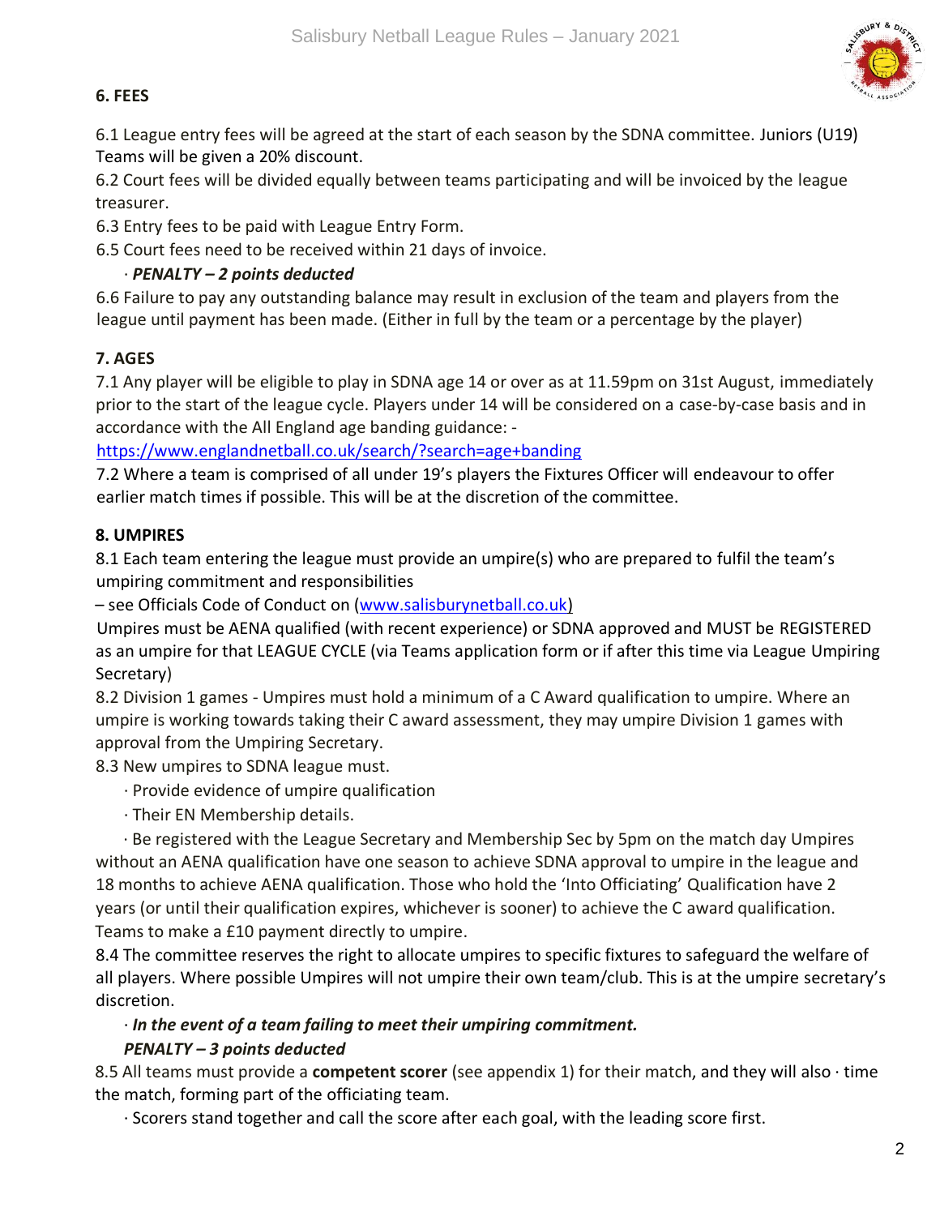### 6. FEES

6.1 League entry fees will be agreed at the start of each season by the SDNA committee. Juniors (U19) Teams will be given a 20% discount.

6.2 Court fees will be divided equally between teams participating and will be invoiced by the league treasurer.

6.3 Entry fees to be paid with League Entry Form.

6.5 Court fees need to be received within 21 days of invoice.

- ***PENALTY – 2 points deducted***

6.6 Failure to pay any outstanding balance may result in exclusion of the team and players from the league until payment has been made. (Either in full by the team or a percentage by the player)

### 7. AGES

7.1 Any player will be eligible to play in SDNA age 14 or over as at 11.59pm on 31st August, immediately prior to the start of the league cycle. Players under 14 will be considered on a case-by-case basis and in accordance with the All England age banding guidance: -

https://www.englandnetball.co.uk/search/?search=age+banding

7.2 Where a team is comprised of all under 19's players the Fixtures Officer will endeavour to offer earlier match times if possible. This will be at the discretion of the committee.

### 8. UMPIRES

8.1 Each team entering the league must provide an umpire(s) who are prepared to fulfil the team's umpiring commitment and responsibilities

– see Officials Code of Conduct on (www.salisburynetball.co.uk)

Umpires must be AENA qualified (with recent experience) or SDNA approved and MUST be REGISTERED as an umpire for that LEAGUE CYCLE (via Teams application form or if after this time via League Umpiring Secretary)

8.2 Division 1 games - Umpires must hold a minimum of a C Award qualification to umpire. Where an umpire is working towards taking their C award assessment, they may umpire Division 1 games with approval from the Umpiring Secretary.

8.3 New umpires to SDNA league must.

- Provide evidence of umpire qualification
- Their EN Membership details.
- Be registered with the League Secretary and Membership Sec by 5pm on the match day Umpires without an AENA qualification have one season to achieve SDNA approval to umpire in the league and 18 months to achieve AENA qualification. Those who hold the 'Into Officiating' Qualification have 2 years (or until their qualification expires, whichever is sooner) to achieve the C award qualification.

Teams to make a £10 payment directly to umpire.

8.4 The committee reserves the right to allocate umpires to specific fixtures to safeguard the welfare of all players. Where possible Umpires will not umpire their own team/club. This is at the umpire secretary's discretion.

- ***In the event of a team failing to meet their umpiring commitment.***

  ***PENALTY – 3 points deducted***

8.5 All teams must provide a **competent scorer** (see appendix 1) for their match, and they will also · time the match, forming part of the officiating team.

- Scorers stand together and call the score after each goal, with the leading score first.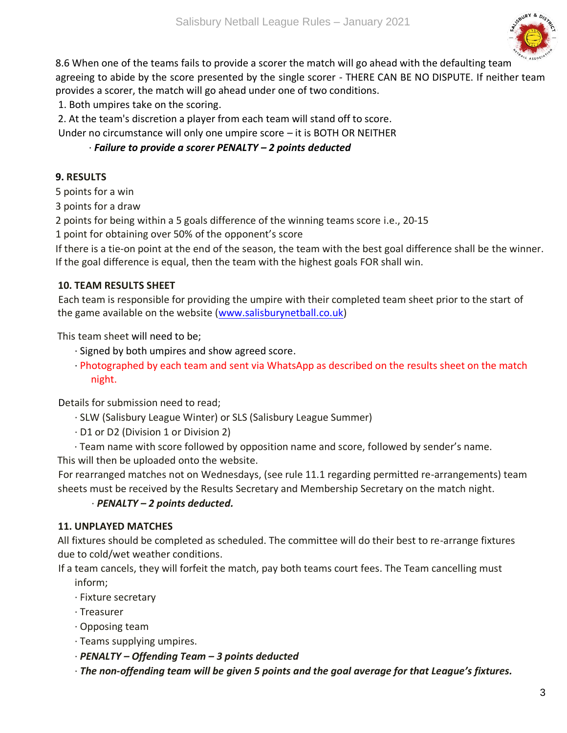8.6 When one of the teams fails to provide a scorer the match will go ahead with the defaulting team agreeing to abide by the score presented by the single scorer - THERE CAN BE NO DISPUTE. If neither team provides a scorer, the match will go ahead under one of two conditions.

1. Both umpires take on the scoring.
2. At the team's discretion a player from each team will stand off to score.

Under no circumstance will only one umpire score – it is BOTH OR NEITHER

· ***Failure to provide a scorer PENALTY – 2 points deducted***

**9. RESULTS**

5 points for a win

3 points for a draw

2 points for being within a 5 goals difference of the winning teams score i.e., 20-15

1 point for obtaining over 50% of the opponent's score

If there is a tie-on point at the end of the season, the team with the best goal difference shall be the winner. If the goal difference is equal, then the team with the highest goals FOR shall win.

**10. TEAM RESULTS SHEET**

Each team is responsible for providing the umpire with their completed team sheet prior to the start of the game available on the website (www.salisburynetball.co.uk)

This team sheet will need to be;

- · Signed by both umpires and show agreed score.
- · Photographed by each team and sent via WhatsApp as described on the results sheet on the match night.

Details for submission need to read;

- · SLW (Salisbury League Winter) or SLS (Salisbury League Summer)
- · D1 or D2 (Division 1 or Division 2)
- · Team name with score followed by opposition name and score, followed by sender's name.

This will then be uploaded onto the website.

For rearranged matches not on Wednesdays, (see rule 11.1 regarding permitted re-arrangements) team sheets must be received by the Results Secretary and Membership Secretary on the match night.

· ***PENALTY – 2 points deducted.***

**11. UNPLAYED MATCHES**

All fixtures should be completed as scheduled. The committee will do their best to re-arrange fixtures due to cold/wet weather conditions.

If a team cancels, they will forfeit the match, pay both teams court fees. The Team cancelling must inform;

- · Fixture secretary
- · Treasurer
- · Opposing team
- · Teams supplying umpires.
- · ***PENALTY – Offending Team – 3 points deducted***
- · ***The non-offending team will be given 5 points and the goal average for that League's fixtures.***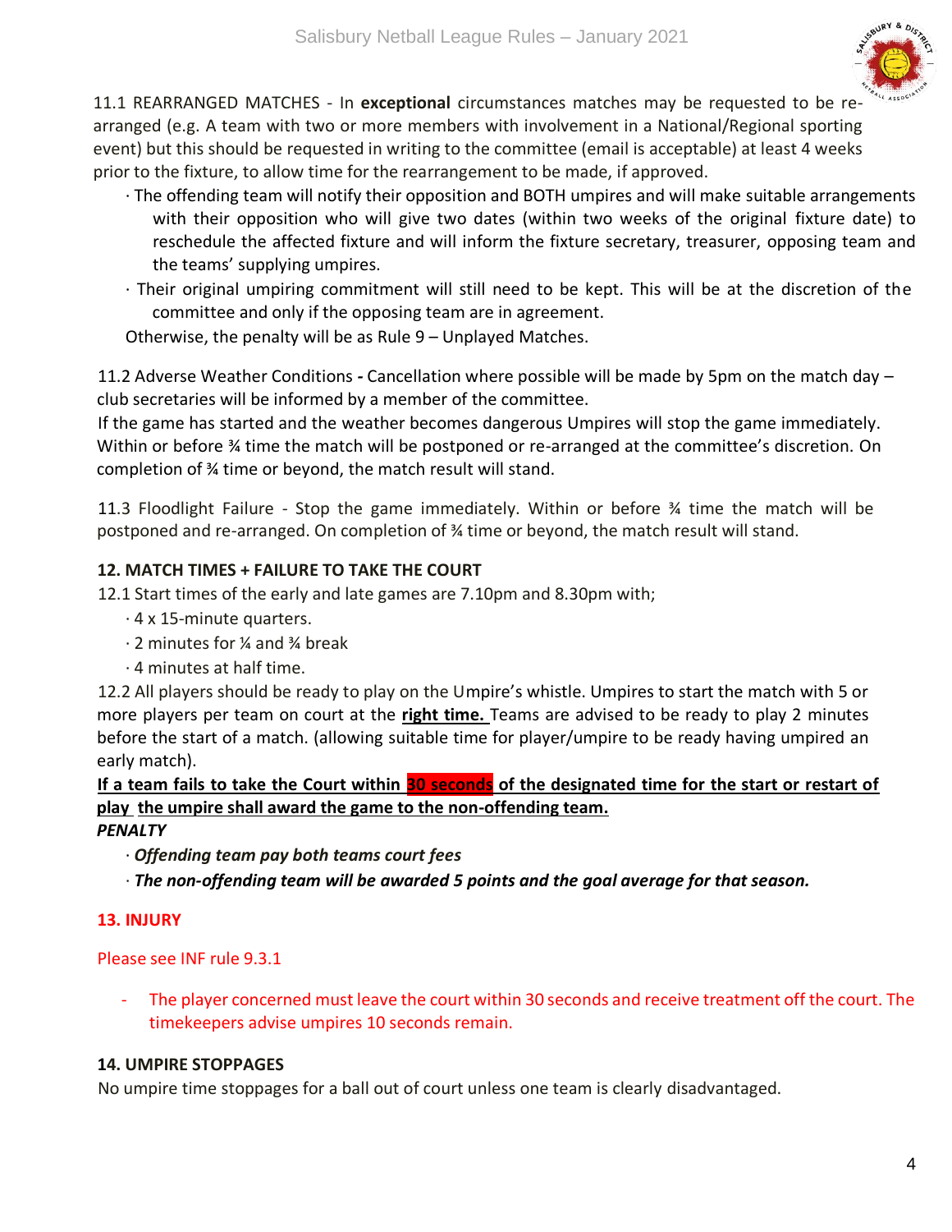11.1 REARRANGED MATCHES - In **exceptional** circumstances matches may be requested to be re-arranged (e.g. A team with two or more members with involvement in a National/Regional sporting event) but this should be requested in writing to the committee (email is acceptable) at least 4 weeks prior to the fixture, to allow time for the rearrangement to be made, if approved.

- The offending team will notify their opposition and BOTH umpires and will make suitable arrangements with their opposition who will give two dates (within two weeks of the original fixture date) to reschedule the affected fixture and will inform the fixture secretary, treasurer, opposing team and the teams' supplying umpires.
- Their original umpiring commitment will still need to be kept. This will be at the discretion of the committee and only if the opposing team are in agreement.

Otherwise, the penalty will be as Rule 9 – Unplayed Matches.

11.2 Adverse Weather Conditions **-** Cancellation where possible will be made by 5pm on the match day – club secretaries will be informed by a member of the committee.

If the game has started and the weather becomes dangerous Umpires will stop the game immediately. Within or before ¾ time the match will be postponed or re-arranged at the committee's discretion. On completion of ¾ time or beyond, the match result will stand.

11.3 Floodlight Failure - Stop the game immediately. Within or before ¾ time the match will be postponed and re-arranged. On completion of ¾ time or beyond, the match result will stand.

**12. MATCH TIMES + FAILURE TO TAKE THE COURT**

12.1 Start times of the early and late games are 7.10pm and 8.30pm with;

- 4 x 15-minute quarters.
- 2 minutes for ¼ and ¾ break
- 4 minutes at half time.

12.2 All players should be ready to play on the Umpire's whistle. Umpires to start the match with 5 or more players per team on court at the **right time.** Teams are advised to be ready to play 2 minutes before the start of a match. (allowing suitable time for player/umpire to be ready having umpired an early match).

**If a team fails to take the Court within 30 seconds of the designated time for the start or restart of play the umpire shall award the game to the non-offending team.**

***PENALTY***

- ***Offending team pay both teams court fees***
- ***The non-offending team will be awarded 5 points and the goal average for that season.***

**13. INJURY**

Please see INF rule 9.3.1

- The player concerned must leave the court within 30 seconds and receive treatment off the court. The timekeepers advise umpires 10 seconds remain.

**14. UMPIRE STOPPAGES**

No umpire time stoppages for a ball out of court unless one team is clearly disadvantaged.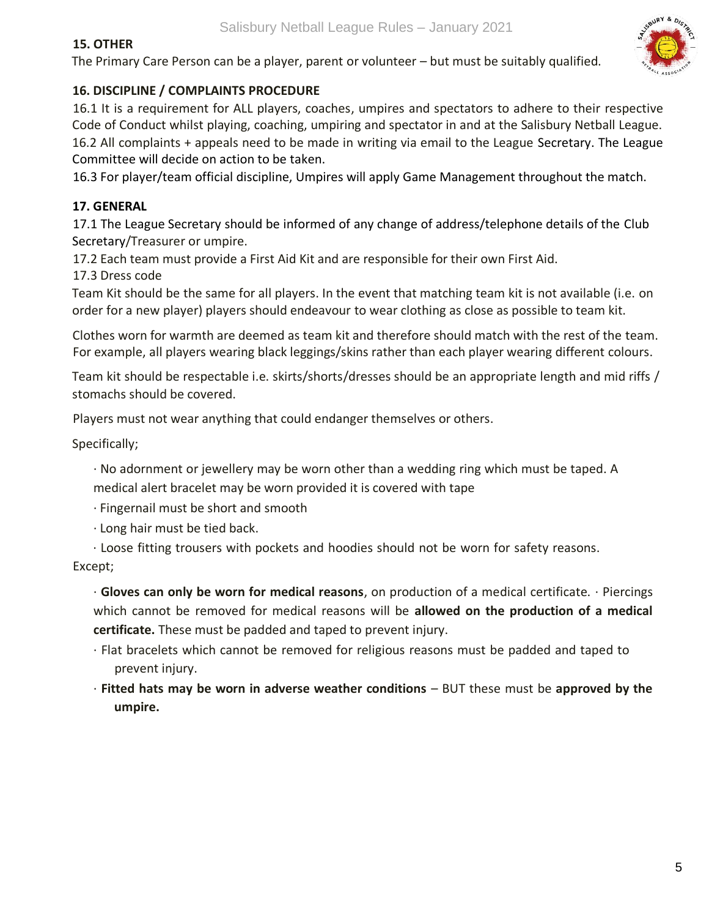**15. OTHER**

The Primary Care Person can be a player, parent or volunteer – but must be suitably qualified.

**16. DISCIPLINE / COMPLAINTS PROCEDURE**

16.1 It is a requirement for ALL players, coaches, umpires and spectators to adhere to their respective Code of Conduct whilst playing, coaching, umpiring and spectator in and at the Salisbury Netball League.
16.2 All complaints + appeals need to be made in writing via email to the League Secretary. The League Committee will decide on action to be taken.

16.3 For player/team official discipline, Umpires will apply Game Management throughout the match.

**17. GENERAL**

17.1 The League Secretary should be informed of any change of address/telephone details of the Club Secretary/Treasurer or umpire.

17.2 Each team must provide a First Aid Kit and are responsible for their own First Aid.

17.3 Dress code

Team Kit should be the same for all players. In the event that matching team kit is not available (i.e. on order for a new player) players should endeavour to wear clothing as close as possible to team kit.

Clothes worn for warmth are deemed as team kit and therefore should match with the rest of the team. For example, all players wearing black leggings/skins rather than each player wearing different colours.

Team kit should be respectable i.e. skirts/shorts/dresses should be an appropriate length and mid riffs / stomachs should be covered.

Players must not wear anything that could endanger themselves or others.

Specifically;

- No adornment or jewellery may be worn other than a wedding ring which must be taped. A medical alert bracelet may be worn provided it is covered with tape
- Fingernail must be short and smooth
- Long hair must be tied back.
- Loose fitting trousers with pockets and hoodies should not be worn for safety reasons.

Except;

- **Gloves can only be worn for medical reasons**, on production of a medical certificate.
- Piercings which cannot be removed for medical reasons will be **allowed on the production of a medical certificate.** These must be padded and taped to prevent injury.
- Flat bracelets which cannot be removed for religious reasons must be padded and taped to prevent injury.
- **Fitted hats may be worn in adverse weather conditions** – BUT these must be **approved by the umpire.**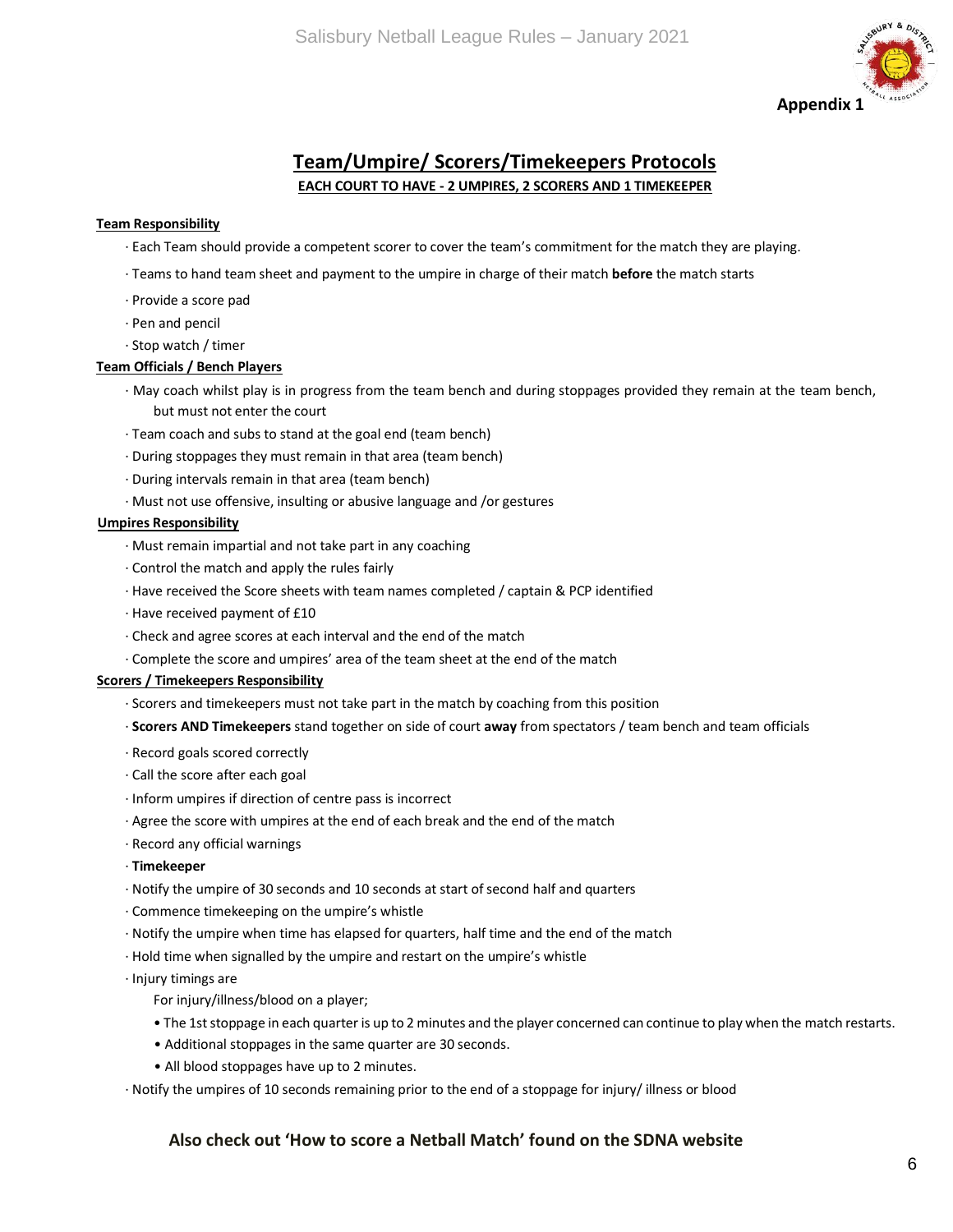**Appendix 1**

## Team/Umpire/ Scorers/Timekeepers Protocols

**EACH COURT TO HAVE - 2 UMPIRES, 2 SCORERS AND 1 TIMEKEEPER**

**Team Responsibility**

- Each Team should provide a competent scorer to cover the team's commitment for the match they are playing.
- Teams to hand team sheet and payment to the umpire in charge of their match **before** the match starts
- Provide a score pad
- Pen and pencil
- Stop watch / timer

**Team Officials / Bench Players**

- May coach whilst play is in progress from the team bench and during stoppages provided they remain at the team bench, but must not enter the court
- Team coach and subs to stand at the goal end (team bench)
- During stoppages they must remain in that area (team bench)
- During intervals remain in that area (team bench)
- Must not use offensive, insulting or abusive language and /or gestures

**Umpires Responsibility**

- Must remain impartial and not take part in any coaching
- Control the match and apply the rules fairly
- Have received the Score sheets with team names completed / captain & PCP identified
- Have received payment of £10
- Check and agree scores at each interval and the end of the match
- Complete the score and umpires' area of the team sheet at the end of the match

**Scorers / Timekeepers Responsibility**

- Scorers and timekeepers must not take part in the match by coaching from this position
- **Scorers AND Timekeepers** stand together on side of court **away** from spectators / team bench and team officials
- Record goals scored correctly
- Call the score after each goal
- Inform umpires if direction of centre pass is incorrect
- Agree the score with umpires at the end of each break and the end of the match
- Record any official warnings
- **Timekeeper**
- Notify the umpire of 30 seconds and 10 seconds at start of second half and quarters
- Commence timekeeping on the umpire's whistle
- Notify the umpire when time has elapsed for quarters, half time and the end of the match
- Hold time when signalled by the umpire and restart on the umpire's whistle
- Injury timings are

  For injury/illness/blood on a player;

  - The 1st stoppage in each quarter is up to 2 minutes and the player concerned can continue to play when the match restarts.
  - Additional stoppages in the same quarter are 30 seconds.
  - All blood stoppages have up to 2 minutes.
- Notify the umpires of 10 seconds remaining prior to the end of a stoppage for injury/ illness or blood

**Also check out 'How to score a Netball Match' found on the SDNA website**